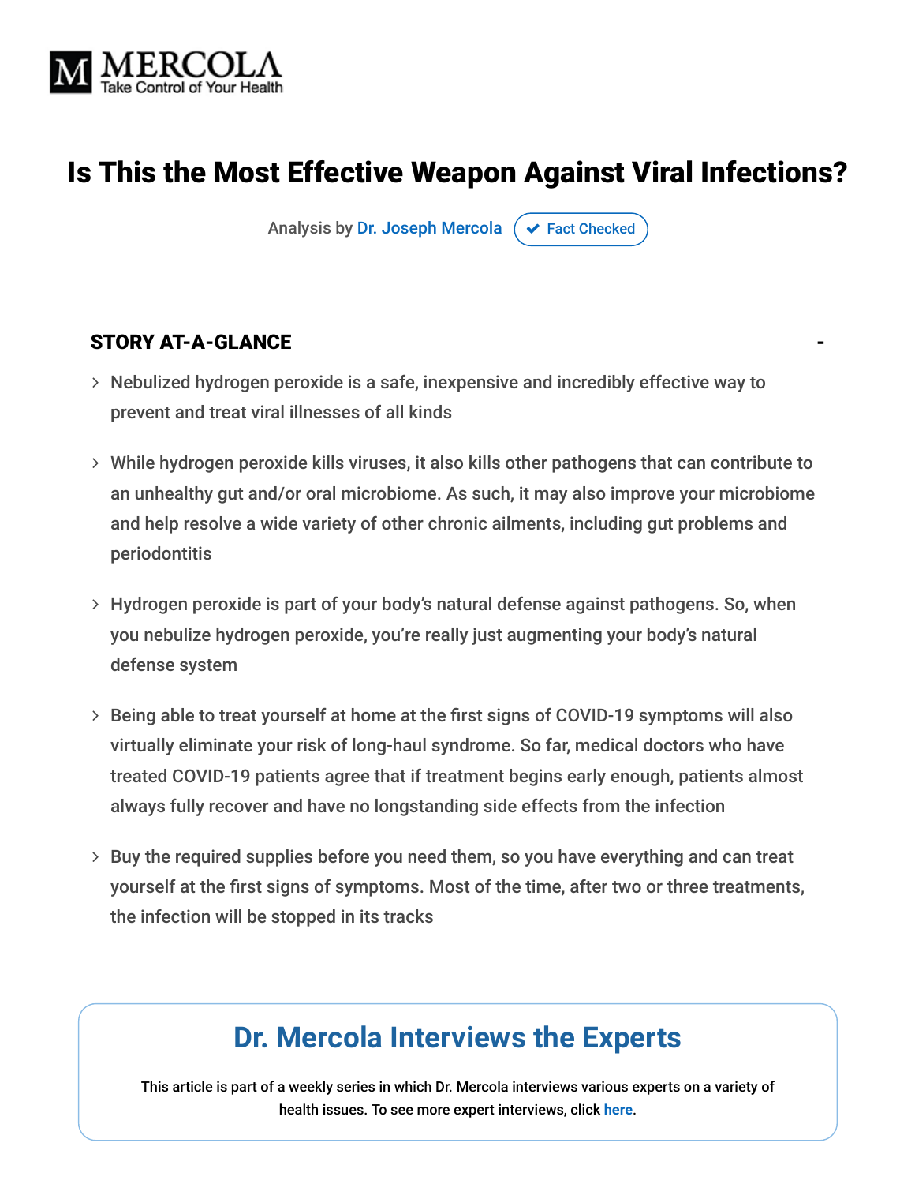MERCOLA
Take Control of Your Health

# Is This the Most Effective Weapon Against Viral Infections?

Analysis by Dr. Joseph Mercola ✔ Fact Checked

## STORY AT-A-GLANCE

- Nebulized hydrogen peroxide is a safe, inexpensive and incredibly effective way to prevent and treat viral illnesses of all kinds
- While hydrogen peroxide kills viruses, it also kills other pathogens that can contribute to an unhealthy gut and/or oral microbiome. As such, it may also improve your microbiome and help resolve a wide variety of other chronic ailments, including gut problems and periodontitis
- Hydrogen peroxide is part of your body's natural defense against pathogens. So, when you nebulize hydrogen peroxide, you're really just augmenting your body's natural defense system
- Being able to treat yourself at home at the first signs of COVID-19 symptoms will also virtually eliminate your risk of long-haul syndrome. So far, medical doctors who have treated COVID-19 patients agree that if treatment begins early enough, patients almost always fully recover and have no longstanding side effects from the infection
- Buy the required supplies before you need them, so you have everything and can treat yourself at the first signs of symptoms. Most of the time, after two or three treatments, the infection will be stopped in its tracks

## Dr. Mercola Interviews the Experts

This article is part of a weekly series in which Dr. Mercola interviews various experts on a variety of health issues. To see more expert interviews, click here.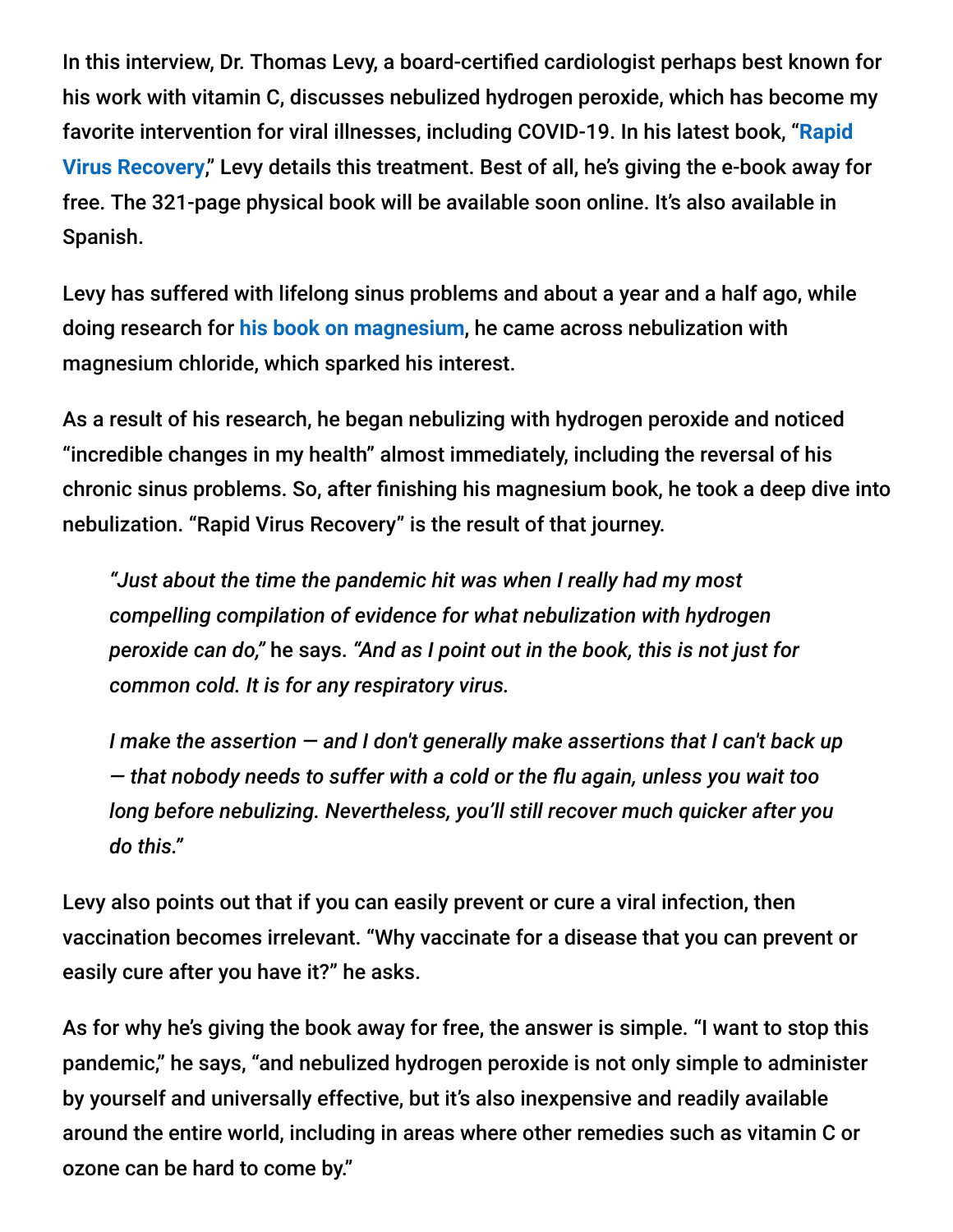In this interview, Dr. Thomas Levy, a board-certified cardiologist perhaps best known for his work with vitamin C, discusses nebulized hydrogen peroxide, which has become my favorite intervention for viral illnesses, including COVID-19. In his latest book, "Rapid Virus Recovery," Levy details this treatment. Best of all, he's giving the e-book away for free. The 321-page physical book will be available soon online. It's also available in Spanish.

Levy has suffered with lifelong sinus problems and about a year and a half ago, while doing research for his book on magnesium, he came across nebulization with magnesium chloride, which sparked his interest.

As a result of his research, he began nebulizing with hydrogen peroxide and noticed "incredible changes in my health" almost immediately, including the reversal of his chronic sinus problems. So, after finishing his magnesium book, he took a deep dive into nebulization. "Rapid Virus Recovery" is the result of that journey.

> *"Just about the time the pandemic hit was when I really had my most compelling compilation of evidence for what nebulization with hydrogen peroxide can do,"* he says. *"And as I point out in the book, this is not just for common cold. It is for any respiratory virus.*
>
> *I make the assertion — and I don't generally make assertions that I can't back up — that nobody needs to suffer with a cold or the flu again, unless you wait too long before nebulizing. Nevertheless, you'll still recover much quicker after you do this."*

Levy also points out that if you can easily prevent or cure a viral infection, then vaccination becomes irrelevant. "Why vaccinate for a disease that you can prevent or easily cure after you have it?" he asks.

As for why he's giving the book away for free, the answer is simple. "I want to stop this pandemic," he says, "and nebulized hydrogen peroxide is not only simple to administer by yourself and universally effective, but it's also inexpensive and readily available around the entire world, including in areas where other remedies such as vitamin C or ozone can be hard to come by."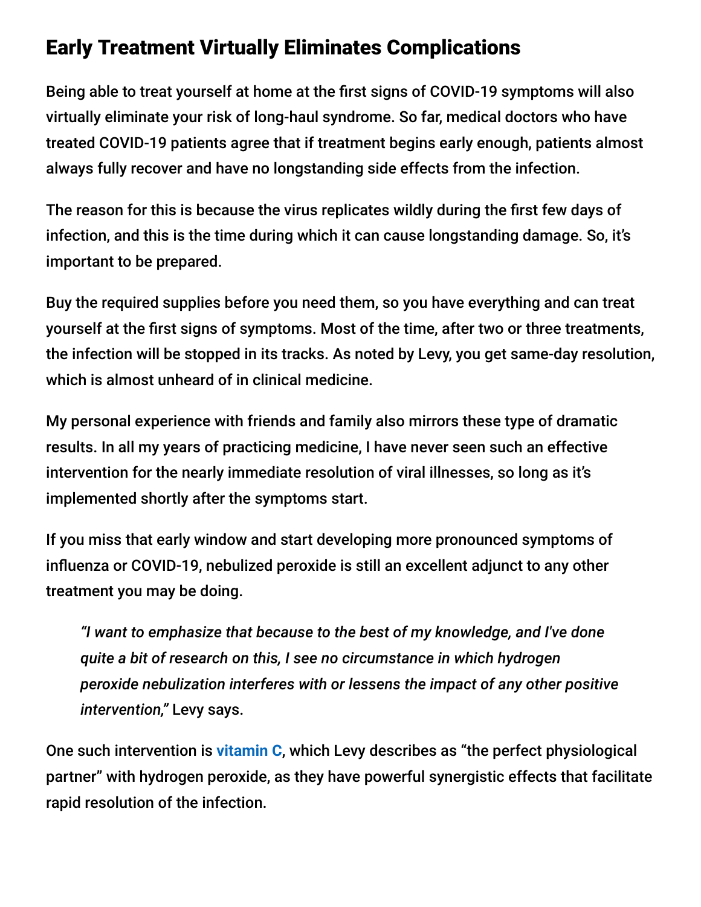## Early Treatment Virtually Eliminates Complications

Being able to treat yourself at home at the first signs of COVID-19 symptoms will also virtually eliminate your risk of long-haul syndrome. So far, medical doctors who have treated COVID-19 patients agree that if treatment begins early enough, patients almost always fully recover and have no longstanding side effects from the infection.

The reason for this is because the virus replicates wildly during the first few days of infection, and this is the time during which it can cause longstanding damage. So, it's important to be prepared.

Buy the required supplies before you need them, so you have everything and can treat yourself at the first signs of symptoms. Most of the time, after two or three treatments, the infection will be stopped in its tracks. As noted by Levy, you get same-day resolution, which is almost unheard of in clinical medicine.

My personal experience with friends and family also mirrors these type of dramatic results. In all my years of practicing medicine, I have never seen such an effective intervention for the nearly immediate resolution of viral illnesses, so long as it's implemented shortly after the symptoms start.

If you miss that early window and start developing more pronounced symptoms of influenza or COVID-19, nebulized peroxide is still an excellent adjunct to any other treatment you may be doing.

> *"I want to emphasize that because to the best of my knowledge, and I've done quite a bit of research on this, I see no circumstance in which hydrogen peroxide nebulization interferes with or lessens the impact of any other positive intervention,"* Levy says.

One such intervention is vitamin C, which Levy describes as "the perfect physiological partner" with hydrogen peroxide, as they have powerful synergistic effects that facilitate rapid resolution of the infection.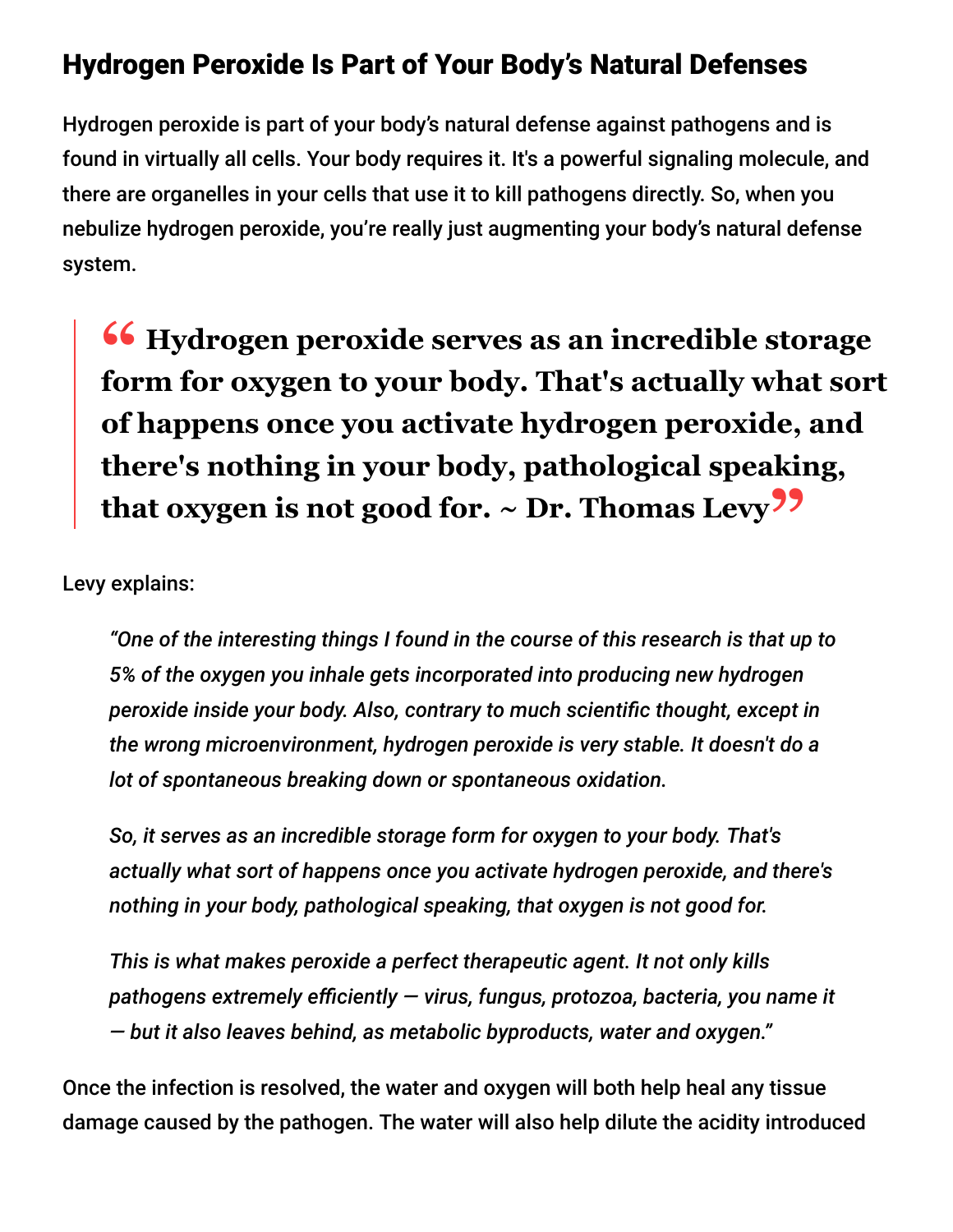## Hydrogen Peroxide Is Part of Your Body's Natural Defenses

Hydrogen peroxide is part of your body's natural defense against pathogens and is found in virtually all cells. Your body requires it. It's a powerful signaling molecule, and there are organelles in your cells that use it to kill pathogens directly. So, when you nebulize hydrogen peroxide, you're really just augmenting your body's natural defense system.

> **"Hydrogen peroxide serves as an incredible storage form for oxygen to your body. That's actually what sort of happens once you activate hydrogen peroxide, and there's nothing in your body, pathological speaking, that oxygen is not good for. ~ Dr. Thomas Levy"**

Levy explains:

> *"One of the interesting things I found in the course of this research is that up to 5% of the oxygen you inhale gets incorporated into producing new hydrogen peroxide inside your body. Also, contrary to much scientific thought, except in the wrong microenvironment, hydrogen peroxide is very stable. It doesn't do a lot of spontaneous breaking down or spontaneous oxidation.*
>
> *So, it serves as an incredible storage form for oxygen to your body. That's actually what sort of happens once you activate hydrogen peroxide, and there's nothing in your body, pathological speaking, that oxygen is not good for.*
>
> *This is what makes peroxide a perfect therapeutic agent. It not only kills pathogens extremely efficiently — virus, fungus, protozoa, bacteria, you name it — but it also leaves behind, as metabolic byproducts, water and oxygen."*

Once the infection is resolved, the water and oxygen will both help heal any tissue damage caused by the pathogen. The water will also help dilute the acidity introduced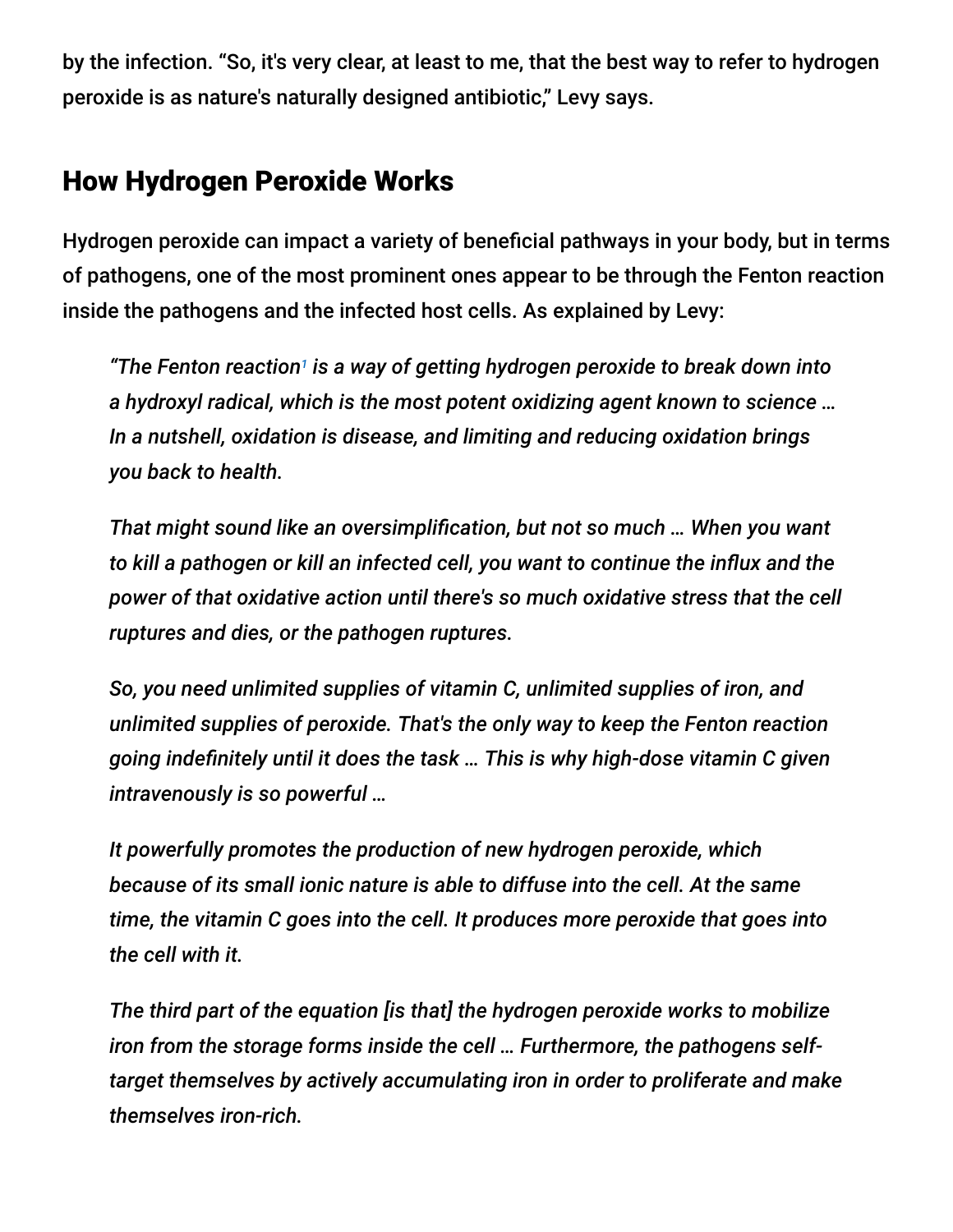by the infection. “So, it's very clear, at least to me, that the best way to refer to hydrogen peroxide is as nature's naturally designed antibiotic,” Levy says.

## How Hydrogen Peroxide Works

Hydrogen peroxide can impact a variety of beneficial pathways in your body, but in terms of pathogens, one of the most prominent ones appear to be through the Fenton reaction inside the pathogens and the infected host cells. As explained by Levy:

> *“The Fenton reaction[1] is a way of getting hydrogen peroxide to break down into a hydroxyl radical, which is the most potent oxidizing agent known to science … In a nutshell, oxidation is disease, and limiting and reducing oxidation brings you back to health.*
>
> *That might sound like an oversimplification, but not so much … When you want to kill a pathogen or kill an infected cell, you want to continue the influx and the power of that oxidative action until there's so much oxidative stress that the cell ruptures and dies, or the pathogen ruptures.*
>
> *So, you need unlimited supplies of vitamin C, unlimited supplies of iron, and unlimited supplies of peroxide. That's the only way to keep the Fenton reaction going indefinitely until it does the task … This is why high-dose vitamin C given intravenously is so powerful …*
>
> *It powerfully promotes the production of new hydrogen peroxide, which because of its small ionic nature is able to diffuse into the cell. At the same time, the vitamin C goes into the cell. It produces more peroxide that goes into the cell with it.*
>
> *The third part of the equation [is that] the hydrogen peroxide works to mobilize iron from the storage forms inside the cell … Furthermore, the pathogens self-target themselves by actively accumulating iron in order to proliferate and make themselves iron-rich.*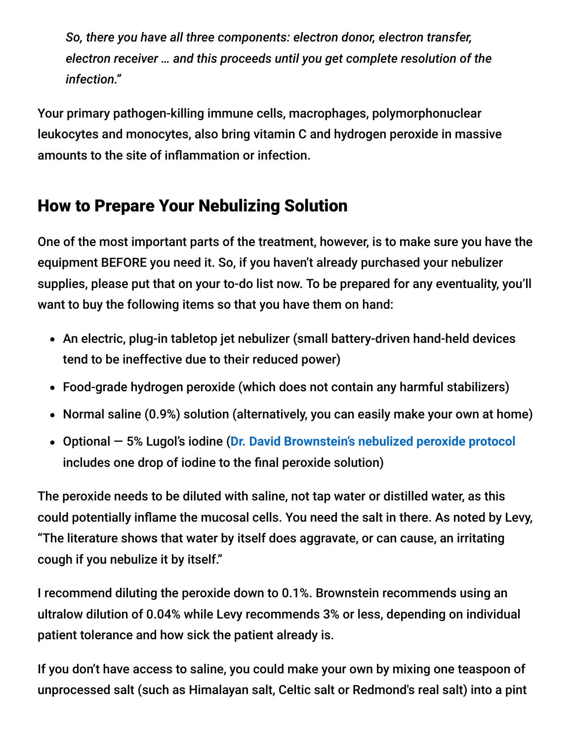*So, there you have all three components: electron donor, electron transfer, electron receiver … and this proceeds until you get complete resolution of the infection."*

Your primary pathogen-killing immune cells, macrophages, polymorphonuclear leukocytes and monocytes, also bring vitamin C and hydrogen peroxide in massive amounts to the site of inflammation or infection.

## How to Prepare Your Nebulizing Solution

One of the most important parts of the treatment, however, is to make sure you have the equipment BEFORE you need it. So, if you haven't already purchased your nebulizer supplies, please put that on your to-do list now. To be prepared for any eventuality, you'll want to buy the following items so that you have them on hand:

- An electric, plug-in tabletop jet nebulizer (small battery-driven hand-held devices tend to be ineffective due to their reduced power)
- Food-grade hydrogen peroxide (which does not contain any harmful stabilizers)
- Normal saline (0.9%) solution (alternatively, you can easily make your own at home)
- Optional — 5% Lugol's iodine (**Dr. David Brownstein's nebulized peroxide protocol** includes one drop of iodine to the final peroxide solution)

The peroxide needs to be diluted with saline, not tap water or distilled water, as this could potentially inflame the mucosal cells. You need the salt in there. As noted by Levy, "The literature shows that water by itself does aggravate, or can cause, an irritating cough if you nebulize it by itself."

I recommend diluting the peroxide down to 0.1%. Brownstein recommends using an ultralow dilution of 0.04% while Levy recommends 3% or less, depending on individual patient tolerance and how sick the patient already is.

If you don't have access to saline, you could make your own by mixing one teaspoon of unprocessed salt (such as Himalayan salt, Celtic salt or Redmond's real salt) into a pint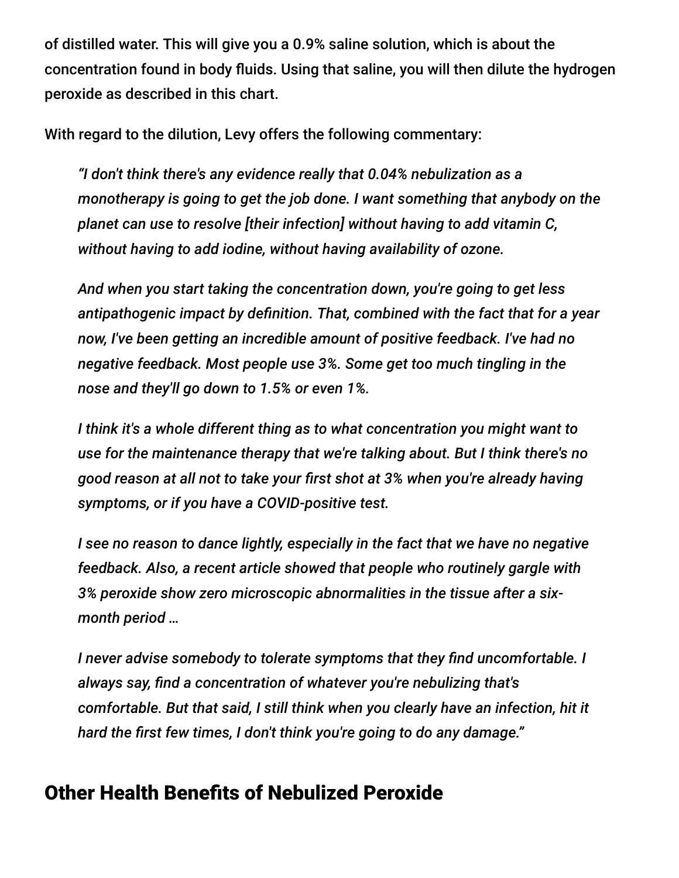of distilled water. This will give you a 0.9% saline solution, which is about the concentration found in body fluids. Using that saline, you will then dilute the hydrogen peroxide as described in this chart.

With regard to the dilution, Levy offers the following commentary:

> *"I don't think there's any evidence really that 0.04% nebulization as a monotherapy is going to get the job done. I want something that anybody on the planet can use to resolve [their infection] without having to add vitamin C, without having to add iodine, without having availability of ozone.*
>
> *And when you start taking the concentration down, you're going to get less antipathogenic impact by definition. That, combined with the fact that for a year now, I've been getting an incredible amount of positive feedback. I've had no negative feedback. Most people use 3%. Some get too much tingling in the nose and they'll go down to 1.5% or even 1%.*
>
> *I think it's a whole different thing as to what concentration you might want to use for the maintenance therapy that we're talking about. But I think there's no good reason at all not to take your first shot at 3% when you're already having symptoms, or if you have a COVID-positive test.*
>
> *I see no reason to dance lightly, especially in the fact that we have no negative feedback. Also, a recent article showed that people who routinely gargle with 3% peroxide show zero microscopic abnormalities in the tissue after a six-month period …*
>
> *I never advise somebody to tolerate symptoms that they find uncomfortable. I always say, find a concentration of whatever you're nebulizing that's comfortable. But that said, I still think when you clearly have an infection, hit it hard the first few times, I don't think you're going to do any damage."*

## Other Health Benefits of Nebulized Peroxide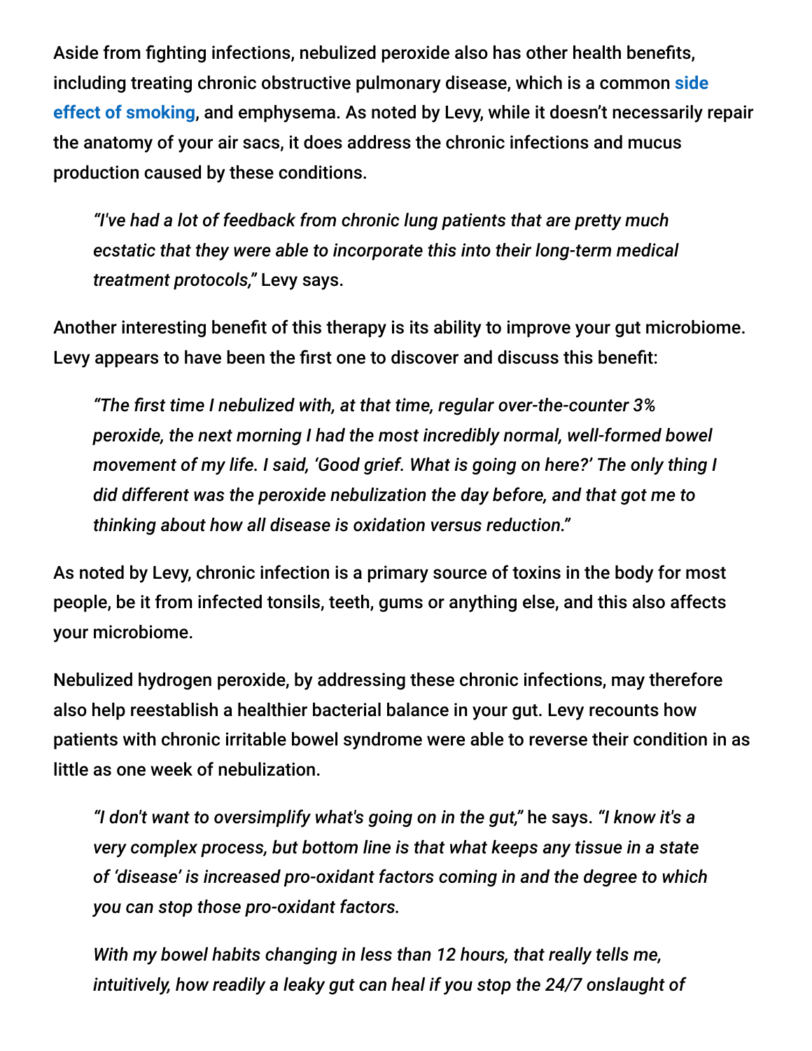Aside from fighting infections, nebulized peroxide also has other health benefits, including treating chronic obstructive pulmonary disease, which is a common side effect of smoking, and emphysema. As noted by Levy, while it doesn't necessarily repair the anatomy of your air sacs, it does address the chronic infections and mucus production caused by these conditions.

> *"I've had a lot of feedback from chronic lung patients that are pretty much ecstatic that they were able to incorporate this into their long-term medical treatment protocols,"* Levy says.

Another interesting benefit of this therapy is its ability to improve your gut microbiome. Levy appears to have been the first one to discover and discuss this benefit:

> *"The first time I nebulized with, at that time, regular over-the-counter 3% peroxide, the next morning I had the most incredibly normal, well-formed bowel movement of my life. I said, 'Good grief. What is going on here?' The only thing I did different was the peroxide nebulization the day before, and that got me to thinking about how all disease is oxidation versus reduction."*

As noted by Levy, chronic infection is a primary source of toxins in the body for most people, be it from infected tonsils, teeth, gums or anything else, and this also affects your microbiome.

Nebulized hydrogen peroxide, by addressing these chronic infections, may therefore also help reestablish a healthier bacterial balance in your gut. Levy recounts how patients with chronic irritable bowel syndrome were able to reverse their condition in as little as one week of nebulization.

> *"I don't want to oversimplify what's going on in the gut,"* he says. *"I know it's a very complex process, but bottom line is that what keeps any tissue in a state of 'disease' is increased pro-oxidant factors coming in and the degree to which you can stop those pro-oxidant factors.*
>
> *With my bowel habits changing in less than 12 hours, that really tells me, intuitively, how readily a leaky gut can heal if you stop the 24/7 onslaught of*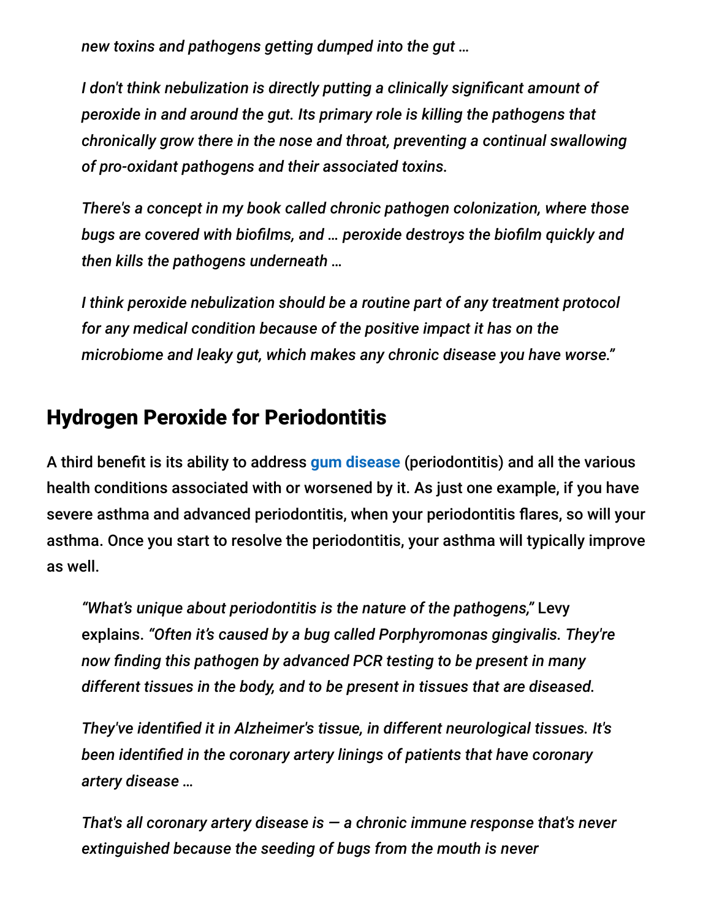> *new toxins and pathogens getting dumped into the gut …*
>
> *I don't think nebulization is directly putting a clinically significant amount of peroxide in and around the gut. Its primary role is killing the pathogens that chronically grow there in the nose and throat, preventing a continual swallowing of pro-oxidant pathogens and their associated toxins.*
>
> *There's a concept in my book called chronic pathogen colonization, where those bugs are covered with biofilms, and … peroxide destroys the biofilm quickly and then kills the pathogens underneath …*
>
> *I think peroxide nebulization should be a routine part of any treatment protocol for any medical condition because of the positive impact it has on the microbiome and leaky gut, which makes any chronic disease you have worse."*

## Hydrogen Peroxide for Periodontitis

A third benefit is its ability to address **gum disease** (periodontitis) and all the various health conditions associated with or worsened by it. As just one example, if you have severe asthma and advanced periodontitis, when your periodontitis flares, so will your asthma. Once you start to resolve the periodontitis, your asthma will typically improve as well.

> *"What's unique about periodontitis is the nature of the pathogens,"* Levy explains. *"Often it's caused by a bug called Porphyromonas gingivalis. They're now finding this pathogen by advanced PCR testing to be present in many different tissues in the body, and to be present in tissues that are diseased.*
>
> *They've identified it in Alzheimer's tissue, in different neurological tissues. It's been identified in the coronary artery linings of patients that have coronary artery disease …*
>
> *That's all coronary artery disease is — a chronic immune response that's never extinguished because the seeding of bugs from the mouth is never*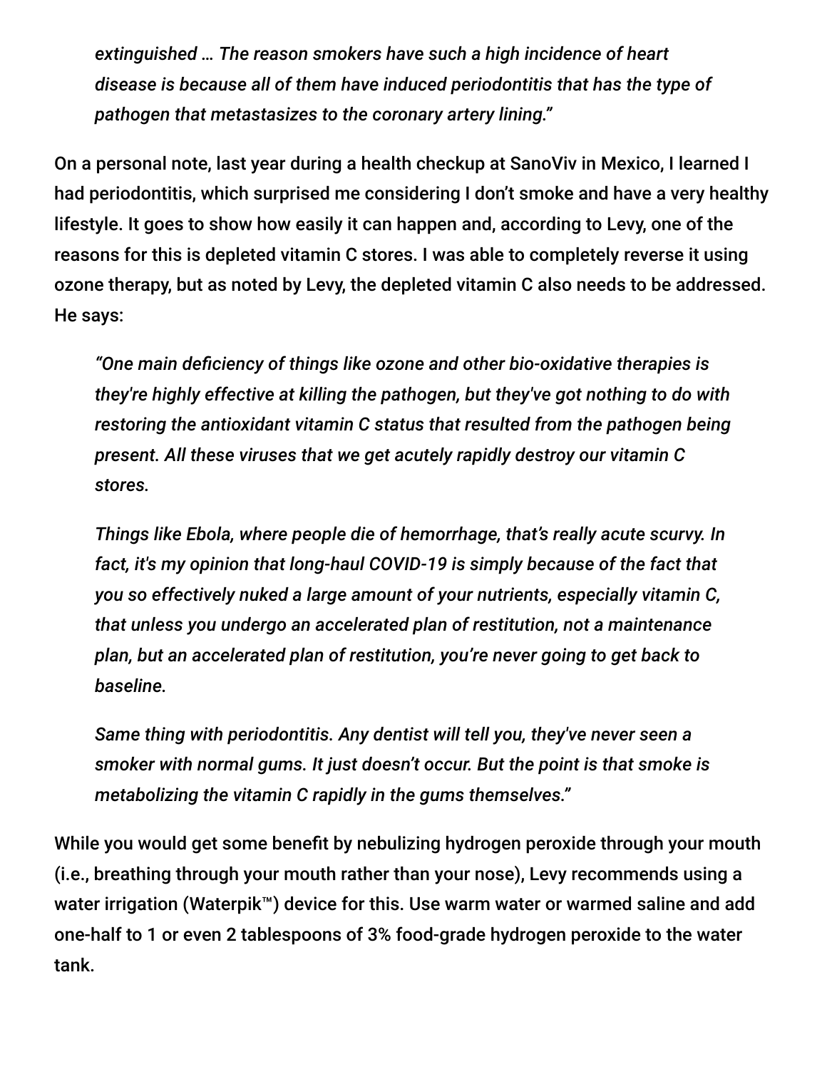> *extinguished … The reason smokers have such a high incidence of heart disease is because all of them have induced periodontitis that has the type of pathogen that metastasizes to the coronary artery lining."*

On a personal note, last year during a health checkup at SanoViv in Mexico, I learned I had periodontitis, which surprised me considering I don't smoke and have a very healthy lifestyle. It goes to show how easily it can happen and, according to Levy, one of the reasons for this is depleted vitamin C stores. I was able to completely reverse it using ozone therapy, but as noted by Levy, the depleted vitamin C also needs to be addressed. He says:

> *"One main deficiency of things like ozone and other bio-oxidative therapies is they're highly effective at killing the pathogen, but they've got nothing to do with restoring the antioxidant vitamin C status that resulted from the pathogen being present. All these viruses that we get acutely rapidly destroy our vitamin C stores.*
>
> *Things like Ebola, where people die of hemorrhage, that's really acute scurvy. In fact, it's my opinion that long-haul COVID-19 is simply because of the fact that you so effectively nuked a large amount of your nutrients, especially vitamin C, that unless you undergo an accelerated plan of restitution, not a maintenance plan, but an accelerated plan of restitution, you're never going to get back to baseline.*
>
> *Same thing with periodontitis. Any dentist will tell you, they've never seen a smoker with normal gums. It just doesn't occur. But the point is that smoke is metabolizing the vitamin C rapidly in the gums themselves."*

While you would get some benefit by nebulizing hydrogen peroxide through your mouth (i.e., breathing through your mouth rather than your nose), Levy recommends using a water irrigation (Waterpik™) device for this. Use warm water or warmed saline and add one-half to 1 or even 2 tablespoons of 3% food-grade hydrogen peroxide to the water tank.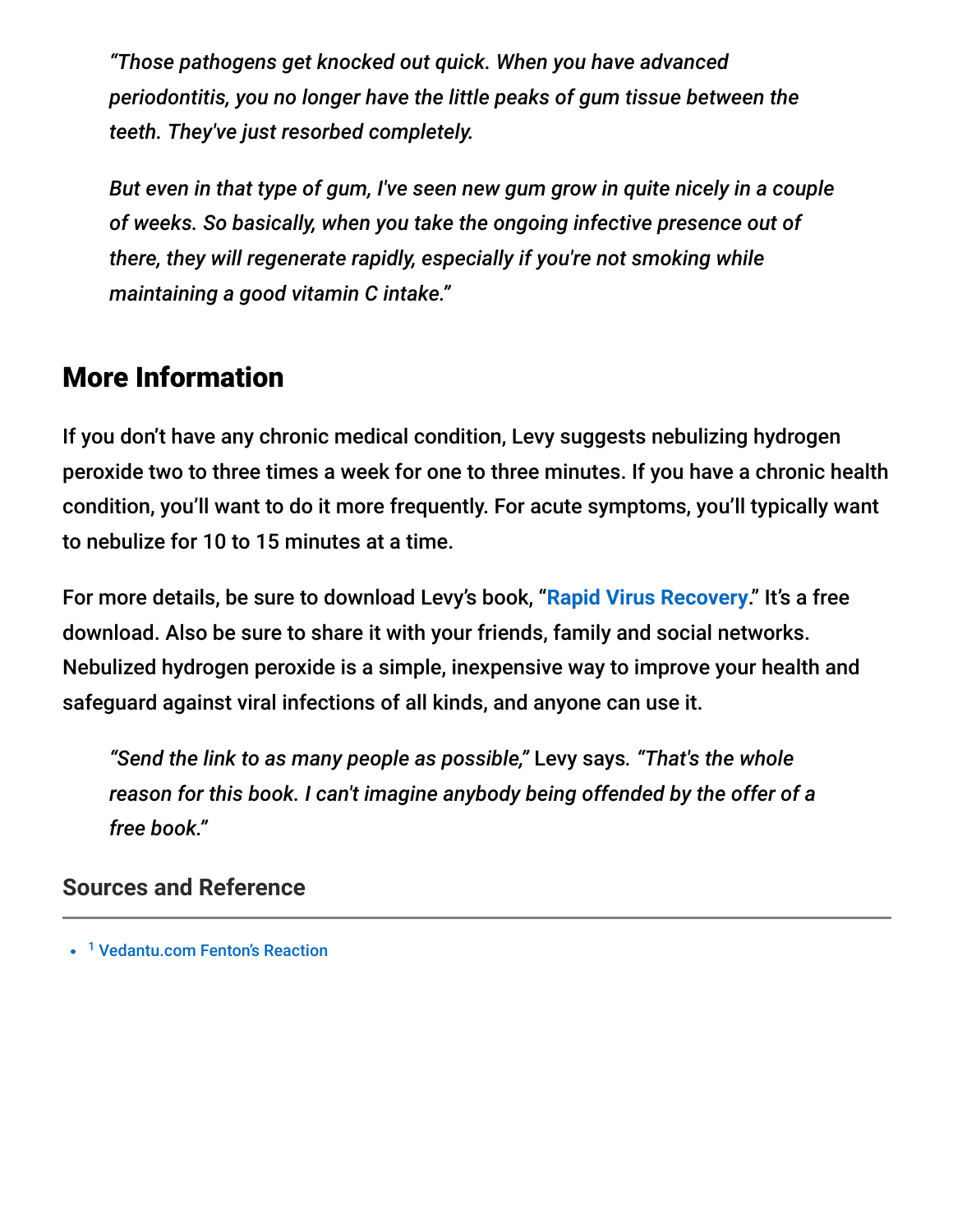> *"Those pathogens get knocked out quick. When you have advanced periodontitis, you no longer have the little peaks of gum tissue between the teeth. They've just resorbed completely.*
>
> *But even in that type of gum, I've seen new gum grow in quite nicely in a couple of weeks. So basically, when you take the ongoing infective presence out of there, they will regenerate rapidly, especially if you're not smoking while maintaining a good vitamin C intake."*

## More Information

If you don't have any chronic medical condition, Levy suggests nebulizing hydrogen peroxide two to three times a week for one to three minutes. If you have a chronic health condition, you'll want to do it more frequently. For acute symptoms, you'll typically want to nebulize for 10 to 15 minutes at a time.

For more details, be sure to download Levy's book, "**Rapid Virus Recovery**." It's a free download. Also be sure to share it with your friends, family and social networks. Nebulized hydrogen peroxide is a simple, inexpensive way to improve your health and safeguard against viral infections of all kinds, and anyone can use it.

> *"Send the link to as many people as possible,"* Levy says. *"That's the whole reason for this book. I can't imagine anybody being offended by the offer of a free book."*

### Sources and Reference

- [1] Vedantu.com Fenton's Reaction